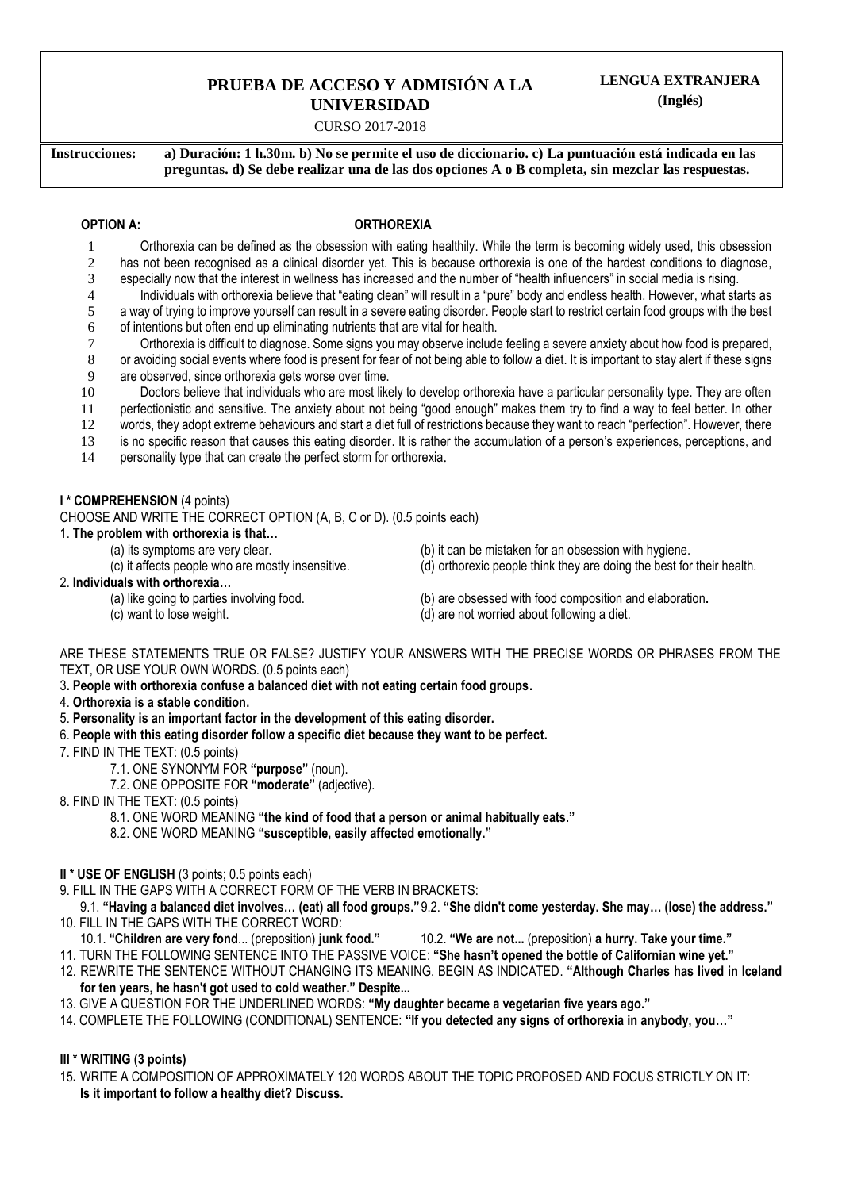# PRUEBA DE ACCESO Y ADMISIÓN A LA UNIVERSIDAD

CURSO 2017-2018

**LENGUA EXTRANJERA (Inglés)**

**Instrucciones:** **a) Duración: 1 h.30m. b) No se permite el uso de diccionario. c) La puntuación está indicada en las preguntas. d) Se debe realizar una de las dos opciones A o B completa, sin mezclar las respuestas.**

## OPTION A: ORTHOREXIA

1 Orthorexia can be defined as the obsession with eating healthily. While the term is becoming widely used, this obsession
2 has not been recognised as a clinical disorder yet. This is because orthorexia is one of the hardest conditions to diagnose,
3 especially now that the interest in wellness has increased and the number of "health influencers" in social media is rising.
4 Individuals with orthorexia believe that "eating clean" will result in a "pure" body and endless health. However, what starts as
5 a way of trying to improve yourself can result in a severe eating disorder. People start to restrict certain food groups with the best
6 of intentions but often end up eliminating nutrients that are vital for health.
7 Orthorexia is difficult to diagnose. Some signs you may observe include feeling a severe anxiety about how food is prepared,
8 or avoiding social events where food is present for fear of not being able to follow a diet. It is important to stay alert if these signs
9 are observed, since orthorexia gets worse over time.
10 Doctors believe that individuals who are most likely to develop orthorexia have a particular personality type. They are often
11 perfectionistic and sensitive. The anxiety about not being "good enough" makes them try to find a way to feel better. In other
12 words, they adopt extreme behaviours and start a diet full of restrictions because they want to reach "perfection". However, there
13 is no specific reason that causes this eating disorder. It is rather the accumulation of a person's experiences, perceptions, and
14 personality type that can create the perfect storm for orthorexia.

### I * COMPREHENSION (4 points)

CHOOSE AND WRITE THE CORRECT OPTION (A, B, C or D). (0.5 points each)

1. **The problem with orthorexia is that…**
   - (a) its symptoms are very clear.
   - (b) it can be mistaken for an obsession with hygiene.
   - (c) it affects people who are mostly insensitive.
   - (d) orthorexic people think they are doing the best for their health.
2. **Individuals with orthorexia…**
   - (a) like going to parties involving food.
   - (b) are obsessed with food composition and elaboration**.**
   - (c) want to lose weight.
   - (d) are not worried about following a diet.

ARE THESE STATEMENTS TRUE OR FALSE? JUSTIFY YOUR ANSWERS WITH THE PRECISE WORDS OR PHRASES FROM THE TEXT, OR USE YOUR OWN WORDS. (0.5 points each)

3**. People with orthorexia confuse a balanced diet with not eating certain food groups.**
4. **Orthorexia is a stable condition.**
5. **Personality is an important factor in the development of this eating disorder.**
6. **People with this eating disorder follow a specific diet because they want to be perfect.**
7. FIND IN THE TEXT: (0.5 points)
   - 7.1. ONE SYNONYM FOR **"purpose"** (noun).
   - 7.2. ONE OPPOSITE FOR **"moderate"** (adjective).
8. FIND IN THE TEXT: (0.5 points)
   - 8.1. ONE WORD MEANING **"the kind of food that a person or animal habitually eats."**
   - 8.2. ONE WORD MEANING **"susceptible, easily affected emotionally."**

### II * USE OF ENGLISH (3 points; 0.5 points each)

9. FILL IN THE GAPS WITH A CORRECT FORM OF THE VERB IN BRACKETS:
   - 9.1. **"Having a balanced diet involves… (eat) all food groups."** 9.2. **"She didn't come yesterday. She may… (lose) the address."**
10. FILL IN THE GAPS WITH THE CORRECT WORD:
    - 10.1. **"Children are very fond**... (preposition) **junk food."** 10.2. **"We are not...** (preposition) **a hurry. Take your time."**
11. TURN THE FOLLOWING SENTENCE INTO THE PASSIVE VOICE: **"She hasn't opened the bottle of Californian wine yet."**
12. REWRITE THE SENTENCE WITHOUT CHANGING ITS MEANING. BEGIN AS INDICATED. **"Although Charles has lived in Iceland for ten years, he hasn't got used to cold weather." Despite...**
13. GIVE A QUESTION FOR THE UNDERLINED WORDS: **"My daughter became a vegetarian <u>five years ago</u>."**
14. COMPLETE THE FOLLOWING (CONDITIONAL) SENTENCE: **"If you detected any signs of orthorexia in anybody, you…"**

### III * WRITING (3 points)

15**.** WRITE A COMPOSITION OF APPROXIMATELY 120 WORDS ABOUT THE TOPIC PROPOSED AND FOCUS STRICTLY ON IT:
**Is it important to follow a healthy diet? Discuss.**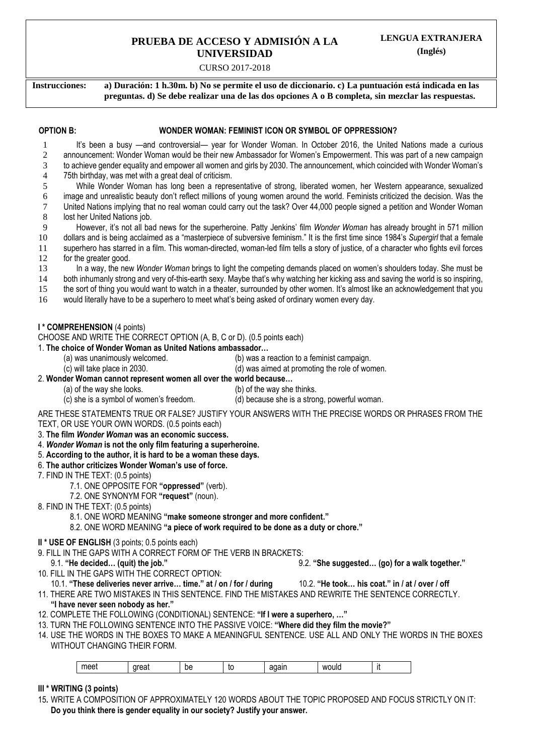# PRUEBA DE ACCESO Y ADMISIÓN A LA UNIVERSIDAD

CURSO 2017-2018

**LENGUA EXTRANJERA**
**(Inglés)**

**Instrucciones:** **a) Duración: 1 h.30m. b) No se permite el uso de diccionario. c) La puntuación está indicada en las preguntas. d) Se debe realizar una de las dos opciones A o B completa, sin mezclar las respuestas.**

## OPTION B: WONDER WOMAN: FEMINIST ICON OR SYMBOL OF OPPRESSION?

1 It's been a busy —and controversial— year for Wonder Woman. In October 2016, the United Nations made a curious
2 announcement: Wonder Woman would be their new Ambassador for Women's Empowerment. This was part of a new campaign
3 to achieve gender equality and empower all women and girls by 2030. The announcement, which coincided with Wonder Woman's
4 75th birthday, was met with a great deal of criticism.
5 While Wonder Woman has long been a representative of strong, liberated women, her Western appearance, sexualized
6 image and unrealistic beauty don't reflect millions of young women around the world. Feminists criticized the decision. Was the
7 United Nations implying that no real woman could carry out the task? Over 44,000 people signed a petition and Wonder Woman
8 lost her United Nations job.
9 However, it's not all bad news for the superheroine. Patty Jenkins' film *Wonder Woman* has already brought in 571 million
10 dollars and is being acclaimed as a "masterpiece of subversive feminism." It is the first time since 1984's *Supergirl* that a female
11 superhero has starred in a film. This woman-directed, woman-led film tells a story of justice, of a character who fights evil forces
12 for the greater good.
13 In a way, the new *Wonder Woman* brings to light the competing demands placed on women's shoulders today. She must be
14 both inhumanly strong and very of-this-earth sexy. Maybe that's why watching her kicking ass and saving the world is so inspiring,
15 the sort of thing you would want to watch in a theater, surrounded by other women. It's almost like an acknowledgement that you
16 would literally have to be a superhero to meet what's being asked of ordinary women every day.

### I * COMPREHENSION (4 points)

CHOOSE AND WRITE THE CORRECT OPTION (A, B, C or D). (0.5 points each)

1. **The choice of Wonder Woman as United Nations ambassador…**
   (a) was unanimously welcomed. (b) was a reaction to a feminist campaign.
   (c) will take place in 2030. (d) was aimed at promoting the role of women.
2. **Wonder Woman cannot represent women all over the world because…**
   (a) of the way she looks. (b) of the way she thinks.
   (c) she is a symbol of women's freedom. (d) because she is a strong, powerful woman.

ARE THESE STATEMENTS TRUE OR FALSE? JUSTIFY YOUR ANSWERS WITH THE PRECISE WORDS OR PHRASES FROM THE TEXT, OR USE YOUR OWN WORDS. (0.5 points each)

3. **The film *Wonder Woman* was an economic success.**
4. ***Wonder Woman* is not the only film featuring a superheroine.**
5. **According to the author, it is hard to be a woman these days.**
6. **The author criticizes Wonder Woman's use of force.**
7. FIND IN THE TEXT: (0.5 points)
   7.1. ONE OPPOSITE FOR **"oppressed"** (verb).
   7.2. ONE SYNONYM FOR **"request"** (noun).
8. FIND IN THE TEXT: (0.5 points)
   8.1. ONE WORD MEANING **"make someone stronger and more confident."**
   8.2. ONE WORD MEANING **"a piece of work required to be done as a duty or chore."**

### II * USE OF ENGLISH (3 points; 0.5 points each)

9. FILL IN THE GAPS WITH A CORRECT FORM OF THE VERB IN BRACKETS:
   9.1. **"He decided… (quit) the job."** 9.2. **"She suggested… (go) for a walk together."**
10. FILL IN THE GAPS WITH THE CORRECT OPTION:
    10.1. **"These deliveries never arrive… time." at / on / for / during** 10.2. **"He took… his coat." in / at / over / off**
11. THERE ARE TWO MISTAKES IN THIS SENTENCE. FIND THE MISTAKES AND REWRITE THE SENTENCE CORRECTLY.
    **"I have never seen nobody as her."**
12. COMPLETE THE FOLLOWING (CONDITIONAL) SENTENCE: **"If I were a superhero, …"**
13. TURN THE FOLLOWING SENTENCE INTO THE PASSIVE VOICE: **"Where did they film the movie?"**
14. USE THE WORDS IN THE BOXES TO MAKE A MEANINGFUL SENTENCE. USE ALL AND ONLY THE WORDS IN THE BOXES WITHOUT CHANGING THEIR FORM.

| | | | | | | |
|---|---|---|---|---|---|---|
| meet | great | be | to | again | would | it |

### III * WRITING (3 points)

15. WRITE A COMPOSITION OF APPROXIMATELY 120 WORDS ABOUT THE TOPIC PROPOSED AND FOCUS STRICTLY ON IT:
    **Do you think there is gender equality in our society? Justify your answer.**